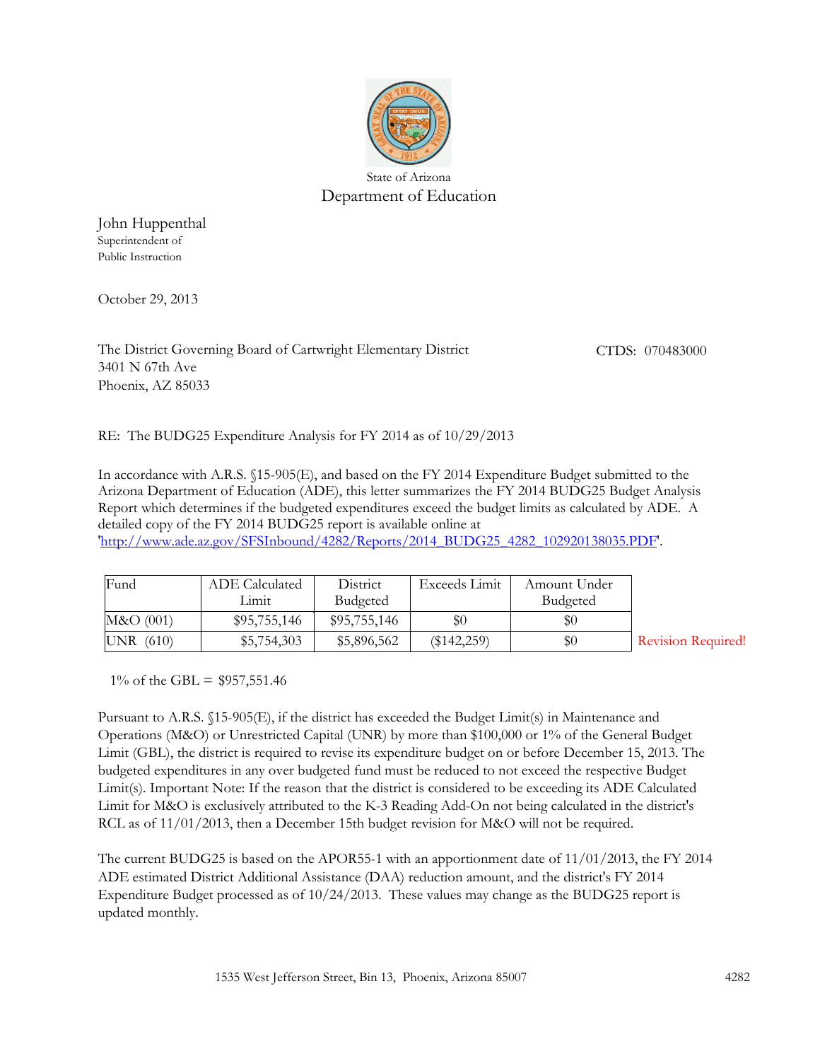State of Arizona

Department of Education

John Huppenthal
Superintendent of
Public Instruction

October 29, 2013

The District Governing Board of Cartwright Elementary District
3401 N 67th Ave
Phoenix, AZ 85033

CTDS: 070483000

RE: The BUDG25 Expenditure Analysis for FY 2014 as of 10/29/2013

In accordance with A.R.S. §15-905(E), and based on the FY 2014 Expenditure Budget submitted to the Arizona Department of Education (ADE), this letter summarizes the FY 2014 BUDG25 Budget Analysis Report which determines if the budgeted expenditures exceed the budget limits as calculated by ADE. A detailed copy of the FY 2014 BUDG25 report is available online at 'http://www.ade.az.gov/SFSInbound/4282/Reports/2014_BUDG25_4282_102920138035.PDF'.

| Fund | ADE Calculated Limit | District Budgeted | Exceeds Limit | Amount Under Budgeted | |
|---|---|---|---|---|---|
| M&O (001) | $95,755,146 | $95,755,146 | $0 | $0 | |
| UNR (610) | $5,754,303 | $5,896,562 | ($142,259) | $0 | Revision Required! |

1% of the GBL = $957,551.46

Pursuant to A.R.S. §15-905(E), if the district has exceeded the Budget Limit(s) in Maintenance and Operations (M&O) or Unrestricted Capital (UNR) by more than $100,000 or 1% of the General Budget Limit (GBL), the district is required to revise its expenditure budget on or before December 15, 2013. The budgeted expenditures in any over budgeted fund must be reduced to not exceed the respective Budget Limit(s). Important Note: If the reason that the district is considered to be exceeding its ADE Calculated Limit for M&O is exclusively attributed to the K-3 Reading Add-On not being calculated in the district's RCL as of 11/01/2013, then a December 15th budget revision for M&O will not be required.

The current BUDG25 is based on the APOR55-1 with an apportionment date of 11/01/2013, the FY 2014 ADE estimated District Additional Assistance (DAA) reduction amount, and the district's FY 2014 Expenditure Budget processed as of 10/24/2013. These values may change as the BUDG25 report is updated monthly.

1535 West Jefferson Street, Bin 13, Phoenix, Arizona 85007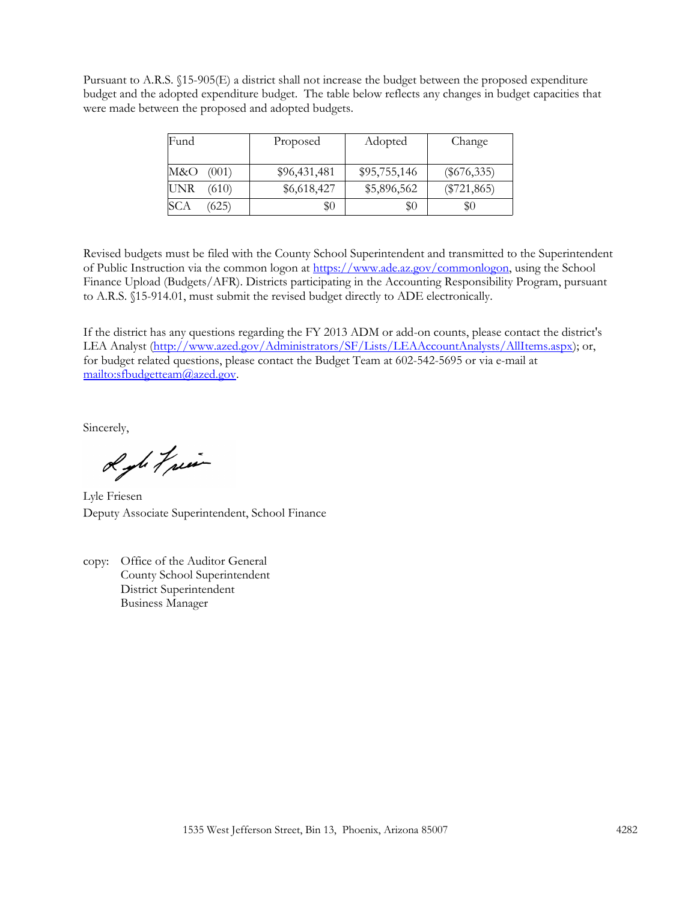Pursuant to A.R.S. §15-905(E) a district shall not increase the budget between the proposed expenditure budget and the adopted expenditure budget. The table below reflects any changes in budget capacities that were made between the proposed and adopted budgets.

| Fund | Proposed | Adopted | Change |
|---|---|---|---|
| M&O (001) | $96,431,481 | $95,755,146 | ($676,335) |
| UNR (610) | $6,618,427 | $5,896,562 | ($721,865) |
| SCA (625) | $0 | $0 | $0 |

Revised budgets must be filed with the County School Superintendent and transmitted to the Superintendent of Public Instruction via the common logon at https://www.ade.az.gov/commonlogon, using the School Finance Upload (Budgets/AFR). Districts participating in the Accounting Responsibility Program, pursuant to A.R.S. §15-914.01, must submit the revised budget directly to ADE electronically.

If the district has any questions regarding the FY 2013 ADM or add-on counts, please contact the district's LEA Analyst (http://www.azed.gov/Administrators/SF/Lists/LEAAccountAnalysts/AllItems.aspx); or, for budget related questions, please contact the Budget Team at 602-542-5695 or via e-mail at mailto:sfbudgetteam@azed.gov.

Sincerely,

Lyle Friesen
Deputy Associate Superintendent, School Finance

copy: Office of the Auditor General
County School Superintendent
District Superintendent
Business Manager

1535 West Jefferson Street, Bin 13, Phoenix, Arizona 85007